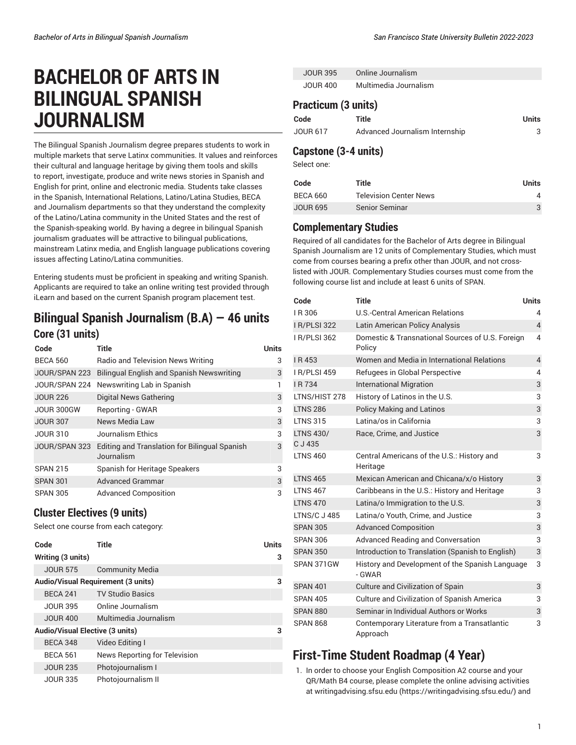# BACHELOR OF ARTS IN BILINGUAL SPANISH JOURNALISM

The Bilingual Spanish Journalism degree prepares students to work in multiple markets that serve Latinx communities. It values and reinforces their cultural and language heritage by giving them tools and skills to report, investigate, produce and write news stories in Spanish and English for print, online and electronic media. Students take classes in the Spanish, International Relations, Latino/Latina Studies, BECA and Journalism departments so that they understand the complexity of the Latino/Latina community in the United States and the rest of the Spanish-speaking world. By having a degree in bilingual Spanish journalism graduates will be attractive to bilingual publications, mainstream Latinx media, and English language publications covering issues affecting Latino/Latina communities.

Entering students must be proficient in speaking and writing Spanish. Applicants are required to take an online writing test provided through iLearn and based on the current Spanish program placement test.

## Bilingual Spanish Journalism (B.A) — 46 units

### Core (31 units)

| Code | Title | Units |
|---|---|---|
| BECA 560 | Radio and Television News Writing | 3 |
| JOUR/SPAN 223 | Bilingual English and Spanish Newswriting | 3 |
| JOUR/SPAN 224 | Newswriting Lab in Spanish | 1 |
| JOUR 226 | Digital News Gathering | 3 |
| JOUR 300GW | Reporting - GWAR | 3 |
| JOUR 307 | News Media Law | 3 |
| JOUR 310 | Journalism Ethics | 3 |
| JOUR/SPAN 323 | Editing and Translation for Bilingual Spanish Journalism | 3 |
| SPAN 215 | Spanish for Heritage Speakers | 3 |
| SPAN 301 | Advanced Grammar | 3 |
| SPAN 305 | Advanced Composition | 3 |

### Cluster Electives (9 units)

Select one course from each category:

| Code | Title | Units |
|---|---|---|
| **Writing (3 units)** | | **3** |
| JOUR 575 | Community Media | |
| **Audio/Visual Requirement (3 units)** | | **3** |
| BECA 241 | TV Studio Basics | |
| JOUR 395 | Online Journalism | |
| JOUR 400 | Multimedia Journalism | |
| **Audio/Visual Elective (3 units)** | | **3** |
| BECA 348 | Video Editing I | |
| BECA 561 | News Reporting for Television | |
| JOUR 235 | Photojournalism I | |
| JOUR 335 | Photojournalism II | |
| JOUR 395 | Online Journalism | |
| JOUR 400 | Multimedia Journalism | |

### Practicum (3 units)

| Code | Title | Units |
|---|---|---|
| JOUR 617 | Advanced Journalism Internship | 3 |

### Capstone (3-4 units)

Select one:

| Code | Title | Units |
|---|---|---|
| BECA 660 | Television Center News | 4 |
| JOUR 695 | Senior Seminar | 3 |

### Complementary Studies

Required of all candidates for the Bachelor of Arts degree in Bilingual Spanish Journalism are 12 units of Complementary Studies, which must come from courses bearing a prefix other than JOUR, and not cross-listed with JOUR. Complementary Studies courses must come from the following course list and include at least 6 units of SPAN.

| Code | Title | Units |
|---|---|---|
| I R 306 | U.S.-Central American Relations | 4 |
| I R/PLSI 322 | Latin American Policy Analysis | 4 |
| I R/PLSI 362 | Domestic & Transnational Sources of U.S. Foreign Policy | 4 |
| I R 453 | Women and Media in International Relations | 4 |
| I R/PLSI 459 | Refugees in Global Perspective | 4 |
| I R 734 | International Migration | 3 |
| LTNS/HIST 278 | History of Latinos in the U.S. | 3 |
| LTNS 286 | Policy Making and Latinos | 3 |
| LTNS 315 | Latina/os in California | 3 |
| LTNS 430/ C J 435 | Race, Crime, and Justice | 3 |
| LTNS 460 | Central Americans of the U.S.: History and Heritage | 3 |
| LTNS 465 | Mexican American and Chicana/x/o History | 3 |
| LTNS 467 | Caribbeans in the U.S.: History and Heritage | 3 |
| LTNS 470 | Latina/o Immigration to the U.S. | 3 |
| LTNS/C J 485 | Latina/o Youth, Crime, and Justice | 3 |
| SPAN 305 | Advanced Composition | 3 |
| SPAN 306 | Advanced Reading and Conversation | 3 |
| SPAN 350 | Introduction to Translation (Spanish to English) | 3 |
| SPAN 371GW | History and Development of the Spanish Language - GWAR | 3 |
| SPAN 401 | Culture and Civilization of Spain | 3 |
| SPAN 405 | Culture and Civilization of Spanish America | 3 |
| SPAN 880 | Seminar in Individual Authors or Works | 3 |
| SPAN 868 | Contemporary Literature from a Transatlantic Approach | 3 |

## First-Time Student Roadmap (4 Year)

1. In order to choose your English Composition A2 course and your QR/Math B4 course, please complete the online advising activities at writingadvising.sfsu.edu (https://writingadvising.sfsu.edu/) and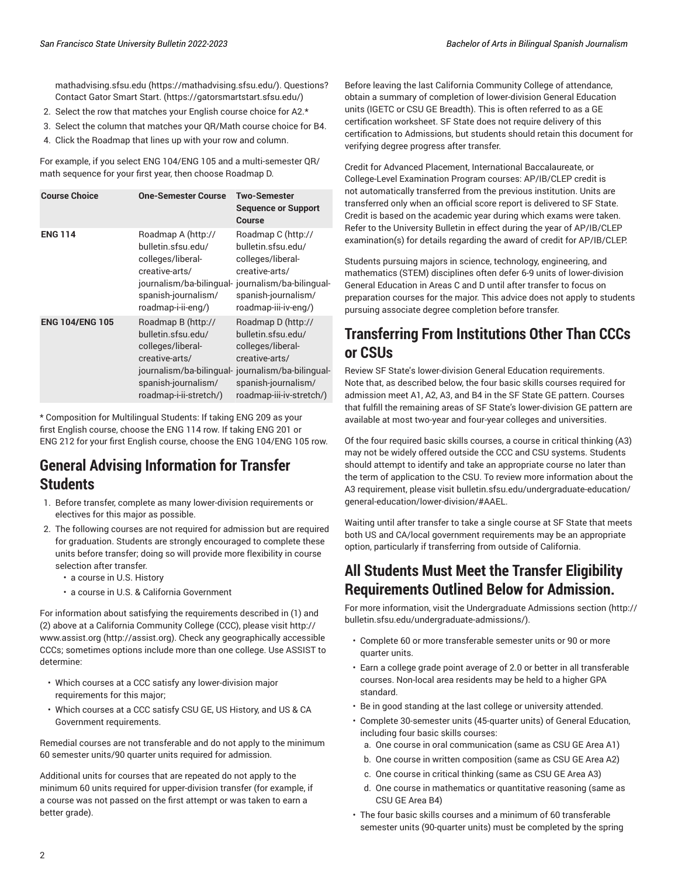mathadvising.sfsu.edu (https://mathadvising.sfsu.edu/). Questions? Contact Gator Smart Start. (https://gatorsmartstart.sfsu.edu/)

2. Select the row that matches your English course choice for A2.*
3. Select the column that matches your QR/Math course choice for B4.
4. Click the Roadmap that lines up with your row and column.

For example, if you select ENG 104/ENG 105 and a multi-semester QR/math sequence for your first year, then choose Roadmap D.

| Course Choice | One-Semester Course | Two-Semester Sequence or Support Course |
|---|---|---|
| **ENG 114** | Roadmap A (http://bulletin.sfsu.edu/colleges/liberal-creative-arts/journalism/ba-bilingual-spanish-journalism/roadmap-i-ii-eng/) | Roadmap C (http://bulletin.sfsu.edu/colleges/liberal-creative-arts/journalism/ba-bilingual-spanish-journalism/roadmap-iii-iv-eng/) |
| **ENG 104/ENG 105** | Roadmap B (http://bulletin.sfsu.edu/colleges/liberal-creative-arts/journalism/ba-bilingual-spanish-journalism/roadmap-i-ii-stretch/) | Roadmap D (http://bulletin.sfsu.edu/colleges/liberal-creative-arts/journalism/ba-bilingual-spanish-journalism/roadmap-iii-iv-stretch/) |

* Composition for Multilingual Students: If taking ENG 209 as your first English course, choose the ENG 114 row. If taking ENG 201 or ENG 212 for your first English course, choose the ENG 104/ENG 105 row.

## General Advising Information for Transfer Students

1. Before transfer, complete as many lower-division requirements or electives for this major as possible.
2. The following courses are not required for admission but are required for graduation. Students are strongly encouraged to complete these units before transfer; doing so will provide more flexibility in course selection after transfer.
   - a course in U.S. History
   - a course in U.S. & California Government

For information about satisfying the requirements described in (1) and (2) above at a California Community College (CCC), please visit http://www.assist.org (http://assist.org). Check any geographically accessible CCCs; sometimes options include more than one college. Use ASSIST to determine:

- Which courses at a CCC satisfy any lower-division major requirements for this major;
- Which courses at a CCC satisfy CSU GE, US History, and US & CA Government requirements.

Remedial courses are not transferable and do not apply to the minimum 60 semester units/90 quarter units required for admission.

Additional units for courses that are repeated do not apply to the minimum 60 units required for upper-division transfer (for example, if a course was not passed on the first attempt or was taken to earn a better grade).

Before leaving the last California Community College of attendance, obtain a summary of completion of lower-division General Education units (IGETC or CSU GE Breadth). This is often referred to as a GE certification worksheet. SF State does not require delivery of this certification to Admissions, but students should retain this document for verifying degree progress after transfer.

Credit for Advanced Placement, International Baccalaureate, or College-Level Examination Program courses: AP/IB/CLEP credit is not automatically transferred from the previous institution. Units are transferred only when an official score report is delivered to SF State. Credit is based on the academic year during which exams were taken. Refer to the University Bulletin in effect during the year of AP/IB/CLEP examination(s) for details regarding the award of credit for AP/IB/CLEP.

Students pursuing majors in science, technology, engineering, and mathematics (STEM) disciplines often defer 6-9 units of lower-division General Education in Areas C and D until after transfer to focus on preparation courses for the major. This advice does not apply to students pursuing associate degree completion before transfer.

## Transferring From Institutions Other Than CCCs or CSUs

Review SF State's lower-division General Education requirements. Note that, as described below, the four basic skills courses required for admission meet A1, A2, A3, and B4 in the SF State GE pattern. Courses that fulfill the remaining areas of SF State's lower-division GE pattern are available at most two-year and four-year colleges and universities.

Of the four required basic skills courses, a course in critical thinking (A3) may not be widely offered outside the CCC and CSU systems. Students should attempt to identify and take an appropriate course no later than the term of application to the CSU. To review more information about the A3 requirement, please visit bulletin.sfsu.edu/undergraduate-education/general-education/lower-division/#AAEL.

Waiting until after transfer to take a single course at SF State that meets both US and CA/local government requirements may be an appropriate option, particularly if transferring from outside of California.

## All Students Must Meet the Transfer Eligibility Requirements Outlined Below for Admission.

For more information, visit the Undergraduate Admissions section (http://bulletin.sfsu.edu/undergraduate-admissions/).

- Complete 60 or more transferable semester units or 90 or more quarter units.
- Earn a college grade point average of 2.0 or better in all transferable courses. Non-local area residents may be held to a higher GPA standard.
- Be in good standing at the last college or university attended.
- Complete 30-semester units (45-quarter units) of General Education, including four basic skills courses:
  a. One course in oral communication (same as CSU GE Area A1)
  b. One course in written composition (same as CSU GE Area A2)
  c. One course in critical thinking (same as CSU GE Area A3)
  d. One course in mathematics or quantitative reasoning (same as CSU GE Area B4)
- The four basic skills courses and a minimum of 60 transferable semester units (90-quarter units) must be completed by the spring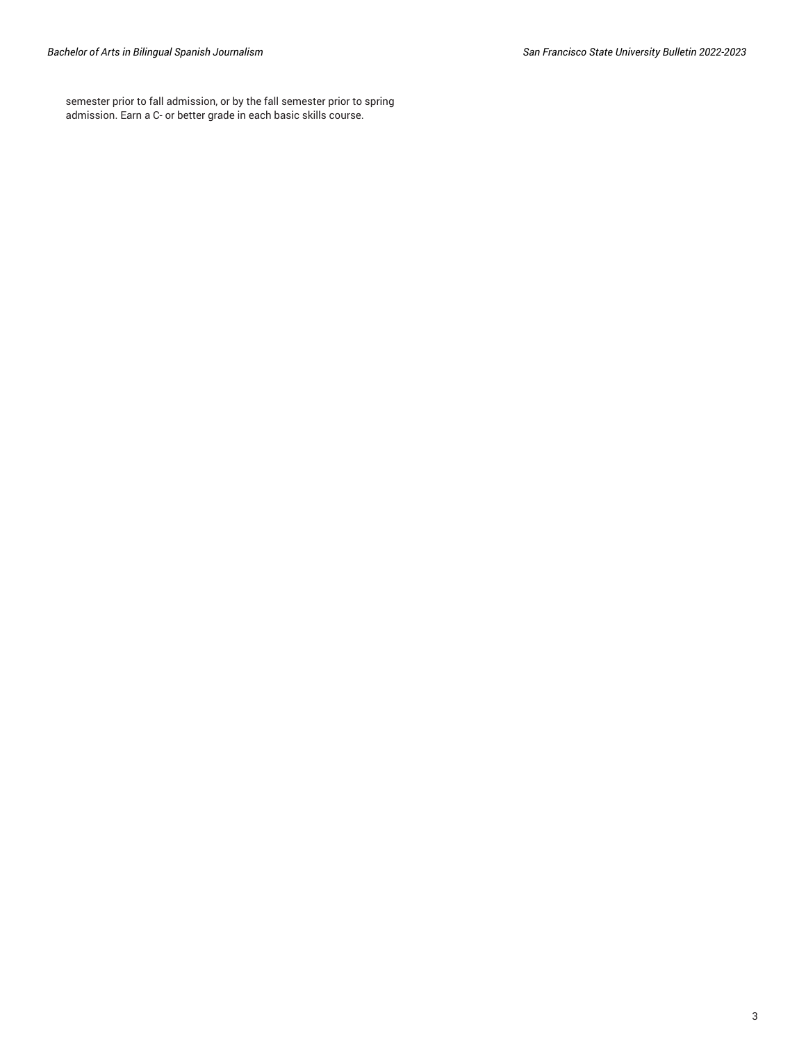semester prior to fall admission, or by the fall semester prior to spring admission. Earn a C- or better grade in each basic skills course.